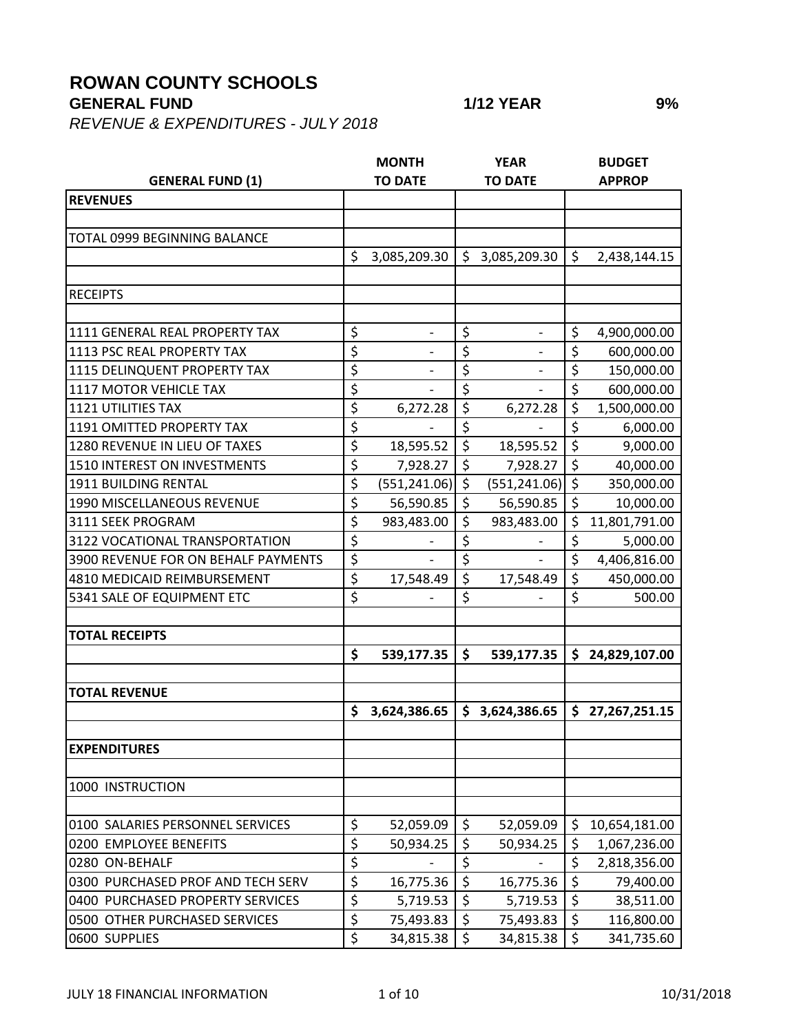# ROWAN COUNTY SCHOOLS

**GENERAL FUND** **1/12 YEAR** **9%**

*REVENUE & EXPENDITURES - JULY 2018*

| GENERAL FUND (1) | MONTH TO DATE | YEAR TO DATE | BUDGET APPROP |
|---|---|---|---|
| **REVENUES** | | | |
| | | | |
| TOTAL 0999 BEGINNING BALANCE | | | |
| | $ 3,085,209.30 | $ 3,085,209.30 | $ 2,438,144.15 |
| | | | |
| RECEIPTS | | | |
| | | | |
| 1111 GENERAL REAL PROPERTY TAX | $ - | $ - | $ 4,900,000.00 |
| 1113 PSC REAL PROPERTY TAX | $ - | $ - | $ 600,000.00 |
| 1115 DELINQUENT PROPERTY TAX | $ - | $ - | $ 150,000.00 |
| 1117 MOTOR VEHICLE TAX | $ - | $ - | $ 600,000.00 |
| 1121 UTILITIES TAX | $ 6,272.28 | $ 6,272.28 | $ 1,500,000.00 |
| 1191 OMITTED PROPERTY TAX | $ - | $ - | $ 6,000.00 |
| 1280 REVENUE IN LIEU OF TAXES | $ 18,595.52 | $ 18,595.52 | $ 9,000.00 |
| 1510 INTEREST ON INVESTMENTS | $ 7,928.27 | $ 7,928.27 | $ 40,000.00 |
| 1911 BUILDING RENTAL | $ (551,241.06) | $ (551,241.06) | $ 350,000.00 |
| 1990 MISCELLANEOUS REVENUE | $ 56,590.85 | $ 56,590.85 | $ 10,000.00 |
| 3111 SEEK PROGRAM | $ 983,483.00 | $ 983,483.00 | $ 11,801,791.00 |
| 3122 VOCATIONAL TRANSPORTATION | $ - | $ - | $ 5,000.00 |
| 3900 REVENUE FOR ON BEHALF PAYMENTS | $ - | $ - | $ 4,406,816.00 |
| 4810 MEDICAID REIMBURSEMENT | $ 17,548.49 | $ 17,548.49 | $ 450,000.00 |
| 5341 SALE OF EQUIPMENT ETC | $ - | $ - | $ 500.00 |
| | | | |
| **TOTAL RECEIPTS** | | | |
| | **$ 539,177.35** | **$ 539,177.35** | **$ 24,829,107.00** |
| | | | |
| **TOTAL REVENUE** | | | |
| | **$ 3,624,386.65** | **$ 3,624,386.65** | **$ 27,267,251.15** |
| | | | |
| **EXPENDITURES** | | | |
| | | | |
| 1000 INSTRUCTION | | | |
| | | | |
| 0100 SALARIES PERSONNEL SERVICES | $ 52,059.09 | $ 52,059.09 | $ 10,654,181.00 |
| 0200 EMPLOYEE BENEFITS | $ 50,934.25 | $ 50,934.25 | $ 1,067,236.00 |
| 0280 ON-BEHALF | $ - | $ - | $ 2,818,356.00 |
| 0300 PURCHASED PROF AND TECH SERV | $ 16,775.36 | $ 16,775.36 | $ 79,400.00 |
| 0400 PURCHASED PROPERTY SERVICES | $ 5,719.53 | $ 5,719.53 | $ 38,511.00 |
| 0500 OTHER PURCHASED SERVICES | $ 75,493.83 | $ 75,493.83 | $ 116,800.00 |
| 0600 SUPPLIES | $ 34,815.38 | $ 34,815.38 | $ 341,735.60 |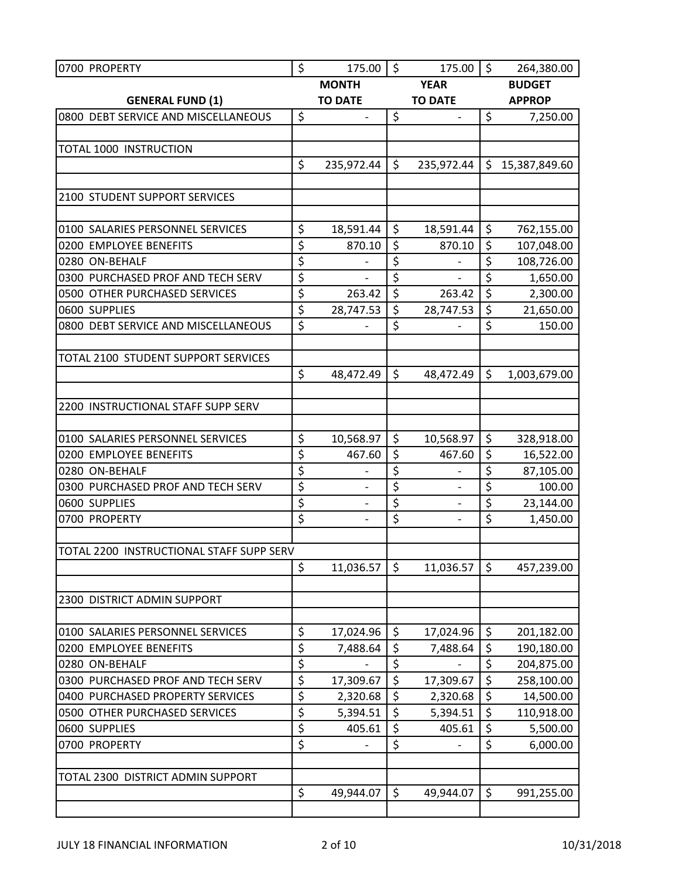| 0700 PROPERTY | $ 175.00 | $ 175.00 | $ 264,380.00 |
|---|---|---|---|
| **GENERAL FUND (1)** | **MONTH TO DATE** | **YEAR TO DATE** | **BUDGET APPROP** |
| 0800 DEBT SERVICE AND MISCELLANEOUS | $ - | $ - | $ 7,250.00 |
| | | | |
| TOTAL 1000 INSTRUCTION | | | |
| | $ 235,972.44 | $ 235,972.44 | $ 15,387,849.60 |
| | | | |
| 2100 STUDENT SUPPORT SERVICES | | | |
| | | | |
| 0100 SALARIES PERSONNEL SERVICES | $ 18,591.44 | $ 18,591.44 | $ 762,155.00 |
| 0200 EMPLOYEE BENEFITS | $ 870.10 | $ 870.10 | $ 107,048.00 |
| 0280 ON-BEHALF | $ - | $ - | $ 108,726.00 |
| 0300 PURCHASED PROF AND TECH SERV | $ - | $ - | $ 1,650.00 |
| 0500 OTHER PURCHASED SERVICES | $ 263.42 | $ 263.42 | $ 2,300.00 |
| 0600 SUPPLIES | $ 28,747.53 | $ 28,747.53 | $ 21,650.00 |
| 0800 DEBT SERVICE AND MISCELLANEOUS | $ - | $ - | $ 150.00 |
| | | | |
| TOTAL 2100 STUDENT SUPPORT SERVICES | | | |
| | $ 48,472.49 | $ 48,472.49 | $ 1,003,679.00 |
| | | | |
| 2200 INSTRUCTIONAL STAFF SUPP SERV | | | |
| | | | |
| 0100 SALARIES PERSONNEL SERVICES | $ 10,568.97 | $ 10,568.97 | $ 328,918.00 |
| 0200 EMPLOYEE BENEFITS | $ 467.60 | $ 467.60 | $ 16,522.00 |
| 0280 ON-BEHALF | $ - | $ - | $ 87,105.00 |
| 0300 PURCHASED PROF AND TECH SERV | $ - | $ - | $ 100.00 |
| 0600 SUPPLIES | $ - | $ - | $ 23,144.00 |
| 0700 PROPERTY | $ - | $ - | $ 1,450.00 |
| | | | |
| TOTAL 2200 INSTRUCTIONAL STAFF SUPP SERV | | | |
| | $ 11,036.57 | $ 11,036.57 | $ 457,239.00 |
| | | | |
| 2300 DISTRICT ADMIN SUPPORT | | | |
| | | | |
| 0100 SALARIES PERSONNEL SERVICES | $ 17,024.96 | $ 17,024.96 | $ 201,182.00 |
| 0200 EMPLOYEE BENEFITS | $ 7,488.64 | $ 7,488.64 | $ 190,180.00 |
| 0280 ON-BEHALF | $ - | $ - | $ 204,875.00 |
| 0300 PURCHASED PROF AND TECH SERV | $ 17,309.67 | $ 17,309.67 | $ 258,100.00 |
| 0400 PURCHASED PROPERTY SERVICES | $ 2,320.68 | $ 2,320.68 | $ 14,500.00 |
| 0500 OTHER PURCHASED SERVICES | $ 5,394.51 | $ 5,394.51 | $ 110,918.00 |
| 0600 SUPPLIES | $ 405.61 | $ 405.61 | $ 5,500.00 |
| 0700 PROPERTY | $ - | $ - | $ 6,000.00 |
| | | | |
| TOTAL 2300 DISTRICT ADMIN SUPPORT | | | |
| | $ 49,944.07 | $ 49,944.07 | $ 991,255.00 |
| | | | |

JULY 18 FINANCIAL INFORMATION 10/31/2018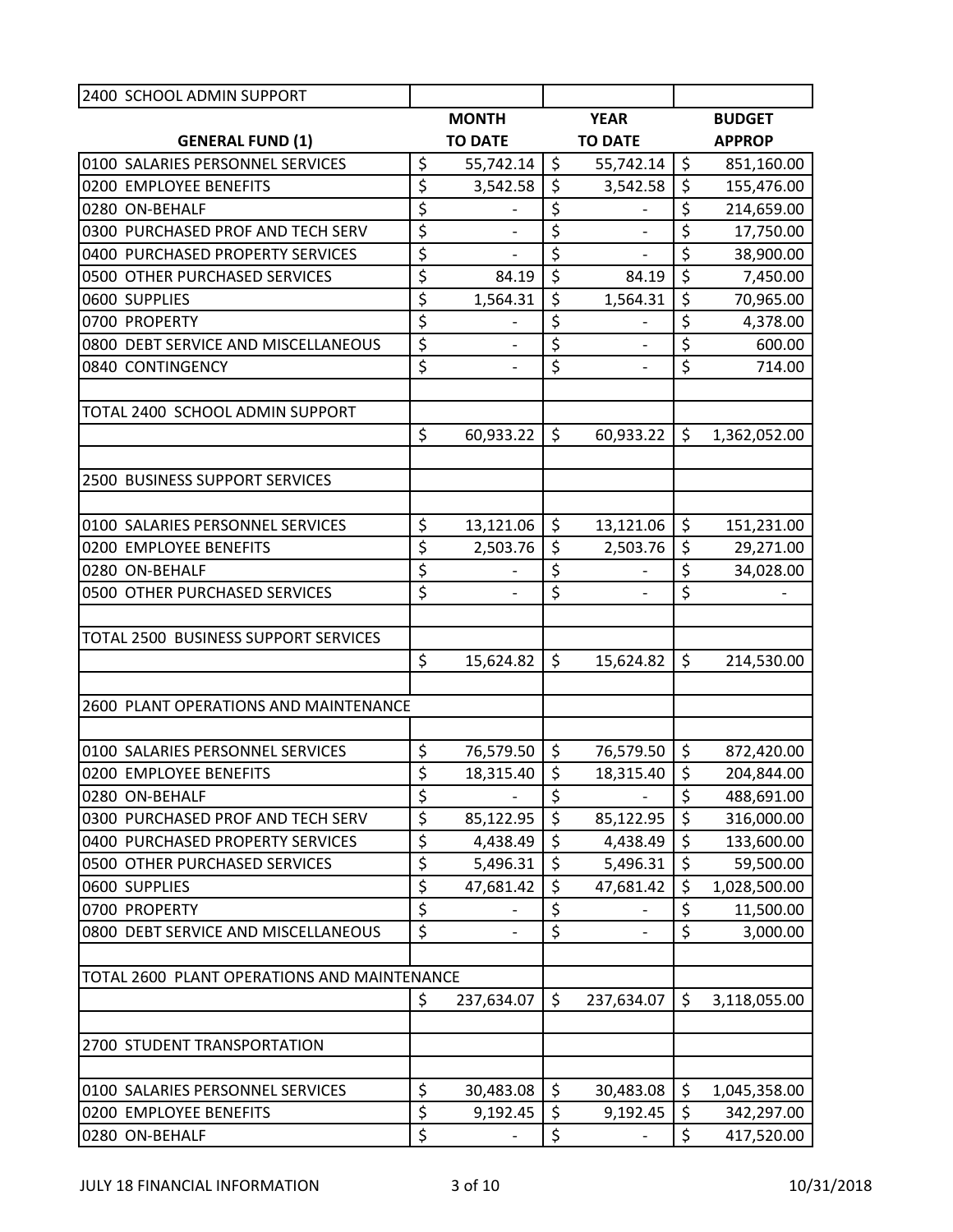| 2400 SCHOOL ADMIN SUPPORT | | | |
|---|---|---|---|
| **GENERAL FUND (1)** | **MONTH TO DATE** | **YEAR TO DATE** | **BUDGET APPROP** |
| 0100 SALARIES PERSONNEL SERVICES | $ 55,742.14 | $ 55,742.14 | $ 851,160.00 |
| 0200 EMPLOYEE BENEFITS | $ 3,542.58 | $ 3,542.58 | $ 155,476.00 |
| 0280 ON-BEHALF | $ - | $ - | $ 214,659.00 |
| 0300 PURCHASED PROF AND TECH SERV | $ - | $ - | $ 17,750.00 |
| 0400 PURCHASED PROPERTY SERVICES | $ - | $ - | $ 38,900.00 |
| 0500 OTHER PURCHASED SERVICES | $ 84.19 | $ 84.19 | $ 7,450.00 |
| 0600 SUPPLIES | $ 1,564.31 | $ 1,564.31 | $ 70,965.00 |
| 0700 PROPERTY | $ - | $ - | $ 4,378.00 |
| 0800 DEBT SERVICE AND MISCELLANEOUS | $ - | $ - | $ 600.00 |
| 0840 CONTINGENCY | $ - | $ - | $ 714.00 |
| | | | |
| TOTAL 2400 SCHOOL ADMIN SUPPORT | | | |
| | $ 60,933.22 | $ 60,933.22 | $ 1,362,052.00 |
| | | | |
| 2500 BUSINESS SUPPORT SERVICES | | | |
| | | | |
| 0100 SALARIES PERSONNEL SERVICES | $ 13,121.06 | $ 13,121.06 | $ 151,231.00 |
| 0200 EMPLOYEE BENEFITS | $ 2,503.76 | $ 2,503.76 | $ 29,271.00 |
| 0280 ON-BEHALF | $ - | $ - | $ 34,028.00 |
| 0500 OTHER PURCHASED SERVICES | $ - | $ - | $ - |
| | | | |
| TOTAL 2500 BUSINESS SUPPORT SERVICES | | | |
| | $ 15,624.82 | $ 15,624.82 | $ 214,530.00 |
| | | | |
| 2600 PLANT OPERATIONS AND MAINTENANCE | | | |
| | | | |
| 0100 SALARIES PERSONNEL SERVICES | $ 76,579.50 | $ 76,579.50 | $ 872,420.00 |
| 0200 EMPLOYEE BENEFITS | $ 18,315.40 | $ 18,315.40 | $ 204,844.00 |
| 0280 ON-BEHALF | $ - | $ - | $ 488,691.00 |
| 0300 PURCHASED PROF AND TECH SERV | $ 85,122.95 | $ 85,122.95 | $ 316,000.00 |
| 0400 PURCHASED PROPERTY SERVICES | $ 4,438.49 | $ 4,438.49 | $ 133,600.00 |
| 0500 OTHER PURCHASED SERVICES | $ 5,496.31 | $ 5,496.31 | $ 59,500.00 |
| 0600 SUPPLIES | $ 47,681.42 | $ 47,681.42 | $ 1,028,500.00 |
| 0700 PROPERTY | $ - | $ - | $ 11,500.00 |
| 0800 DEBT SERVICE AND MISCELLANEOUS | $ - | $ - | $ 3,000.00 |
| | | | |
| TOTAL 2600 PLANT OPERATIONS AND MAINTENANCE | | | |
| | $ 237,634.07 | $ 237,634.07 | $ 3,118,055.00 |
| | | | |
| 2700 STUDENT TRANSPORTATION | | | |
| | | | |
| 0100 SALARIES PERSONNEL SERVICES | $ 30,483.08 | $ 30,483.08 | $ 1,045,358.00 |
| 0200 EMPLOYEE BENEFITS | $ 9,192.45 | $ 9,192.45 | $ 342,297.00 |
| 0280 ON-BEHALF | $ - | $ - | $ 417,520.00 |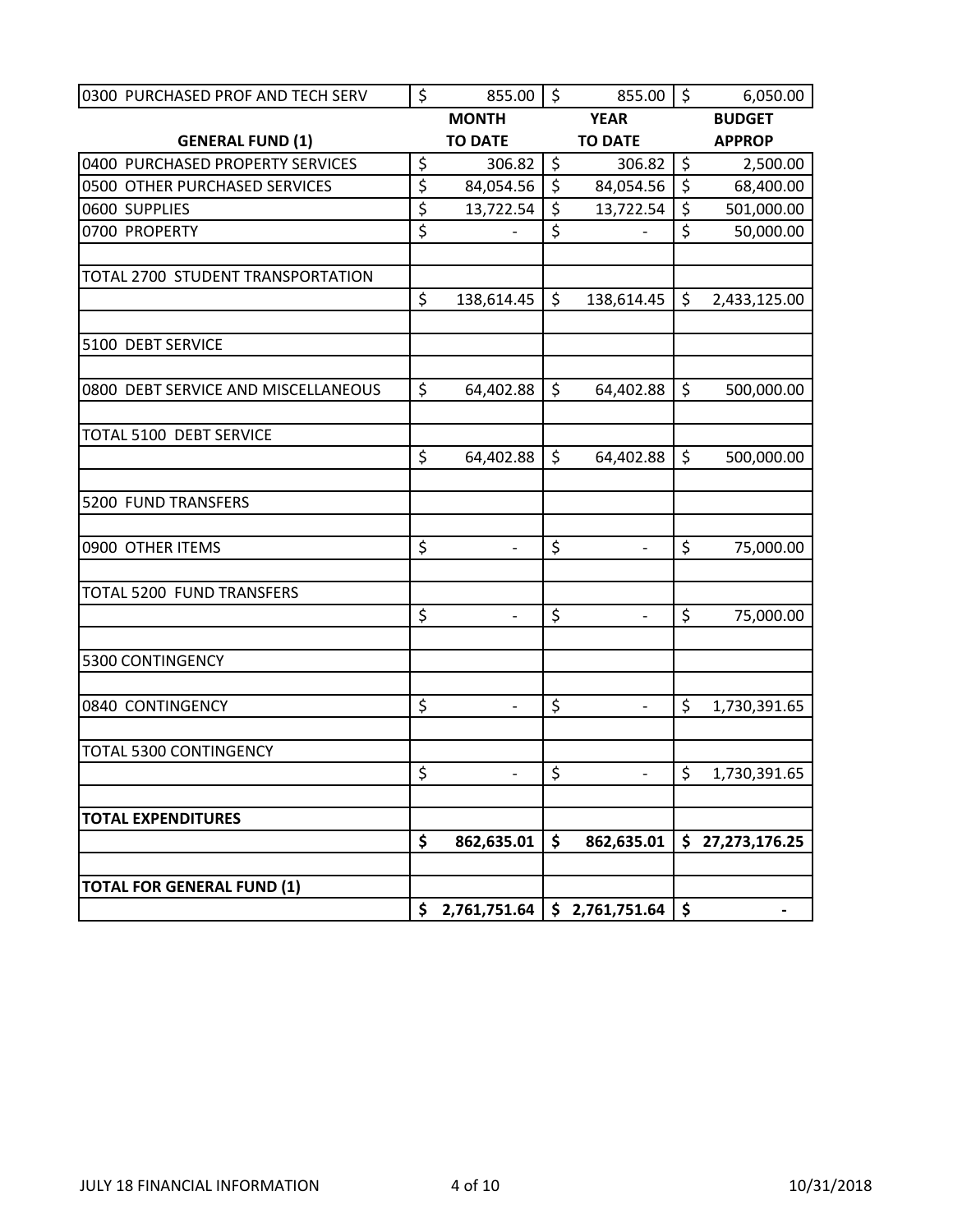| GENERAL FUND (1) | MONTH TO DATE | YEAR TO DATE | BUDGET APPROP |
|---|---|---|---|
| 0300 PURCHASED PROF AND TECH SERV | $ 855.00 | $ 855.00 | $ 6,050.00 |
| 0400 PURCHASED PROPERTY SERVICES | $ 306.82 | $ 306.82 | $ 2,500.00 |
| 0500 OTHER PURCHASED SERVICES | $ 84,054.56 | $ 84,054.56 | $ 68,400.00 |
| 0600 SUPPLIES | $ 13,722.54 | $ 13,722.54 | $ 501,000.00 |
| 0700 PROPERTY | $ - | $ - | $ 50,000.00 |
| | | | |
| TOTAL 2700 STUDENT TRANSPORTATION | | | |
| | $ 138,614.45 | $ 138,614.45 | $ 2,433,125.00 |
| | | | |
| 5100 DEBT SERVICE | | | |
| | | | |
| 0800 DEBT SERVICE AND MISCELLANEOUS | $ 64,402.88 | $ 64,402.88 | $ 500,000.00 |
| | | | |
| TOTAL 5100 DEBT SERVICE | | | |
| | $ 64,402.88 | $ 64,402.88 | $ 500,000.00 |
| | | | |
| 5200 FUND TRANSFERS | | | |
| | | | |
| 0900 OTHER ITEMS | $ - | $ - | $ 75,000.00 |
| | | | |
| TOTAL 5200 FUND TRANSFERS | | | |
| | $ - | $ - | $ 75,000.00 |
| | | | |
| 5300 CONTINGENCY | | | |
| | | | |
| 0840 CONTINGENCY | $ - | $ - | $ 1,730,391.65 |
| | | | |
| TOTAL 5300 CONTINGENCY | | | |
| | $ - | $ - | $ 1,730,391.65 |
| | | | |
| **TOTAL EXPENDITURES** | | | |
| | **$ 862,635.01** | **$ 862,635.01** | **$ 27,273,176.25** |
| | | | |
| **TOTAL FOR GENERAL FUND (1)** | | | |
| | **$ 2,761,751.64** | **$ 2,761,751.64** | **$ -** |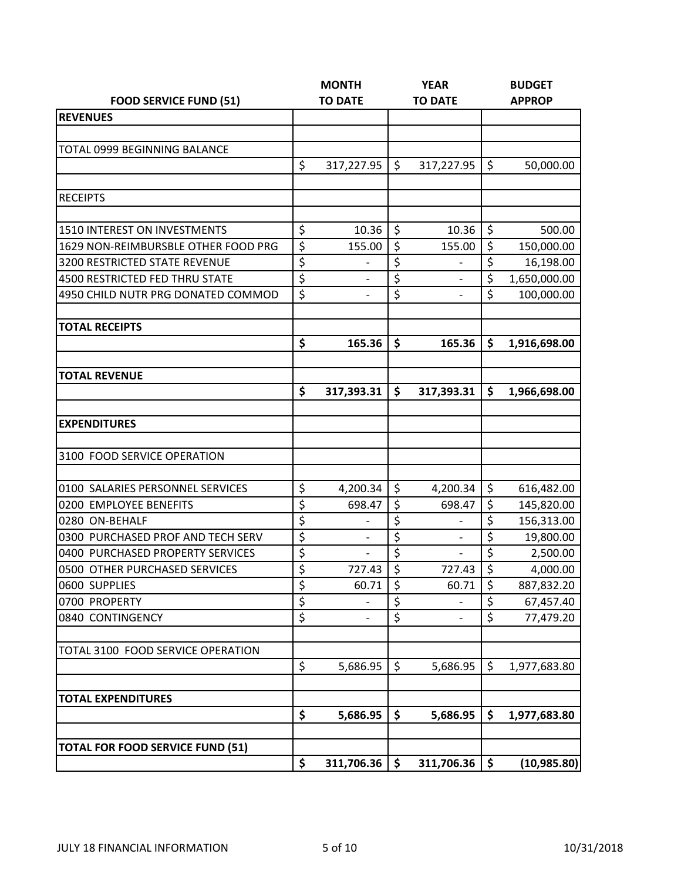| FOOD SERVICE FUND (51) | MONTH TO DATE | YEAR TO DATE | BUDGET APPROP |
|---|---|---|---|
| **REVENUES** | | | |
| | | | |
| TOTAL 0999 BEGINNING BALANCE | | | |
| | $ 317,227.95 | $ 317,227.95 | $ 50,000.00 |
| | | | |
| RECEIPTS | | | |
| | | | |
| 1510 INTEREST ON INVESTMENTS | $ 10.36 | $ 10.36 | $ 500.00 |
| 1629 NON-REIMBURSBLE OTHER FOOD PRG | $ 155.00 | $ 155.00 | $ 150,000.00 |
| 3200 RESTRICTED STATE REVENUE | $ - | $ - | $ 16,198.00 |
| 4500 RESTRICTED FED THRU STATE | $ - | $ - | $ 1,650,000.00 |
| 4950 CHILD NUTR PRG DONATED COMMOD | $ - | $ - | $ 100,000.00 |
| | | | |
| **TOTAL RECEIPTS** | | | |
| | **$ 165.36** | **$ 165.36** | **$ 1,916,698.00** |
| | | | |
| **TOTAL REVENUE** | | | |
| | **$ 317,393.31** | **$ 317,393.31** | **$ 1,966,698.00** |
| | | | |
| **EXPENDITURES** | | | |
| | | | |
| 3100 FOOD SERVICE OPERATION | | | |
| | | | |
| 0100 SALARIES PERSONNEL SERVICES | $ 4,200.34 | $ 4,200.34 | $ 616,482.00 |
| 0200 EMPLOYEE BENEFITS | $ 698.47 | $ 698.47 | $ 145,820.00 |
| 0280 ON-BEHALF | $ - | $ - | $ 156,313.00 |
| 0300 PURCHASED PROF AND TECH SERV | $ - | $ - | $ 19,800.00 |
| 0400 PURCHASED PROPERTY SERVICES | $ - | $ - | $ 2,500.00 |
| 0500 OTHER PURCHASED SERVICES | $ 727.43 | $ 727.43 | $ 4,000.00 |
| 0600 SUPPLIES | $ 60.71 | $ 60.71 | $ 887,832.20 |
| 0700 PROPERTY | $ - | $ - | $ 67,457.40 |
| 0840 CONTINGENCY | $ - | $ - | $ 77,479.20 |
| | | | |
| TOTAL 3100 FOOD SERVICE OPERATION | | | |
| | $ 5,686.95 | $ 5,686.95 | $ 1,977,683.80 |
| | | | |
| **TOTAL EXPENDITURES** | | | |
| | **$ 5,686.95** | **$ 5,686.95** | **$ 1,977,683.80** |
| | | | |
| **TOTAL FOR FOOD SERVICE FUND (51)** | | | |
| | **$ 311,706.36** | **$ 311,706.36** | **$ (10,985.80)** |

JULY 18 FINANCIAL INFORMATION 10/31/2018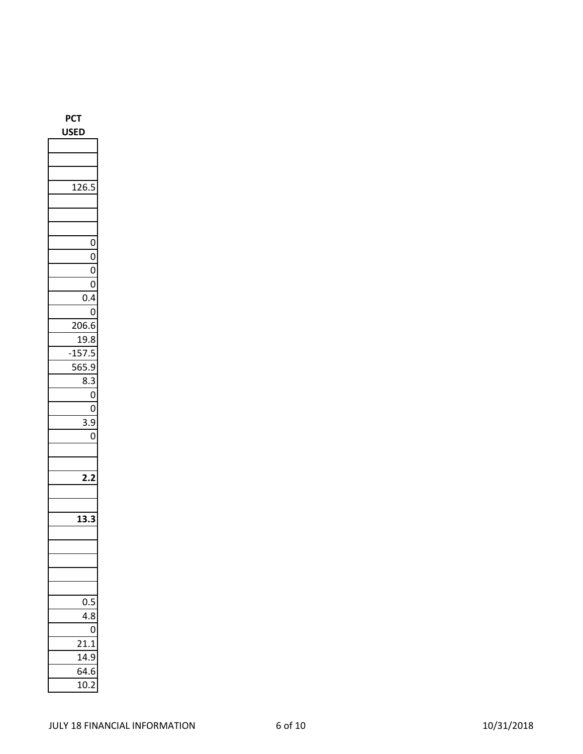| PCT USED |
|---|
| |
| |
| |
| 126.5 |
| |
| |
| |
| 0 |
| 0 |
| 0 |
| 0 |
| 0.4 |
| 0 |
| 206.6 |
| 19.8 |
| -157.5 |
| 565.9 |
| 8.3 |
| 0 |
| 0 |
| 3.9 |
| 0 |
| |
| |
| **2.2** |
| |
| |
| **13.3** |
| |
| |
| |
| |
| |
| 0.5 |
| 4.8 |
| 0 |
| 21.1 |
| 14.9 |
| 64.6 |
| 10.2 |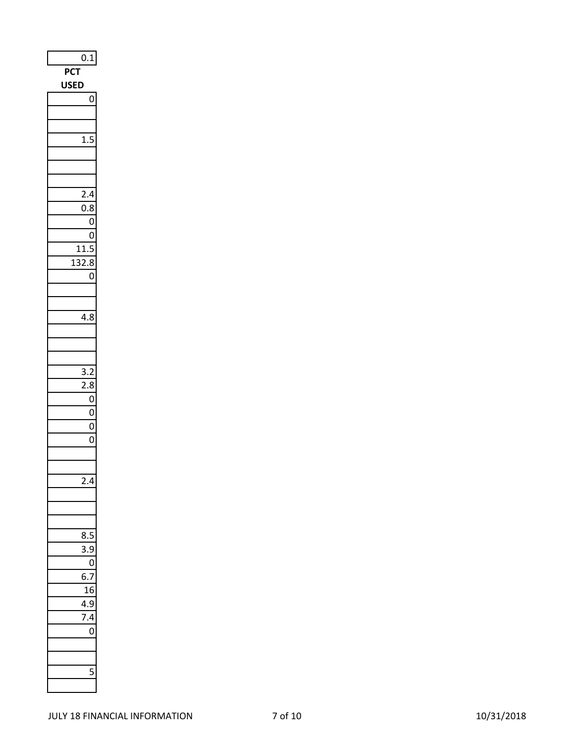| 0.1 |
|---|
| **PCT USED** |
| 0 |
| |
| |
| 1.5 |
| |
| |
| |
| 2.4 |
| 0.8 |
| 0 |
| 0 |
| 11.5 |
| 132.8 |
| 0 |
| |
| |
| 4.8 |
| |
| |
| |
| 3.2 |
| 2.8 |
| 0 |
| 0 |
| 0 |
| 0 |
| |
| |
| 2.4 |
| |
| |
| |
| 8.5 |
| 3.9 |
| 0 |
| 6.7 |
| 16 |
| 4.9 |
| 7.4 |
| 0 |
| |
| |
| 5 |
| |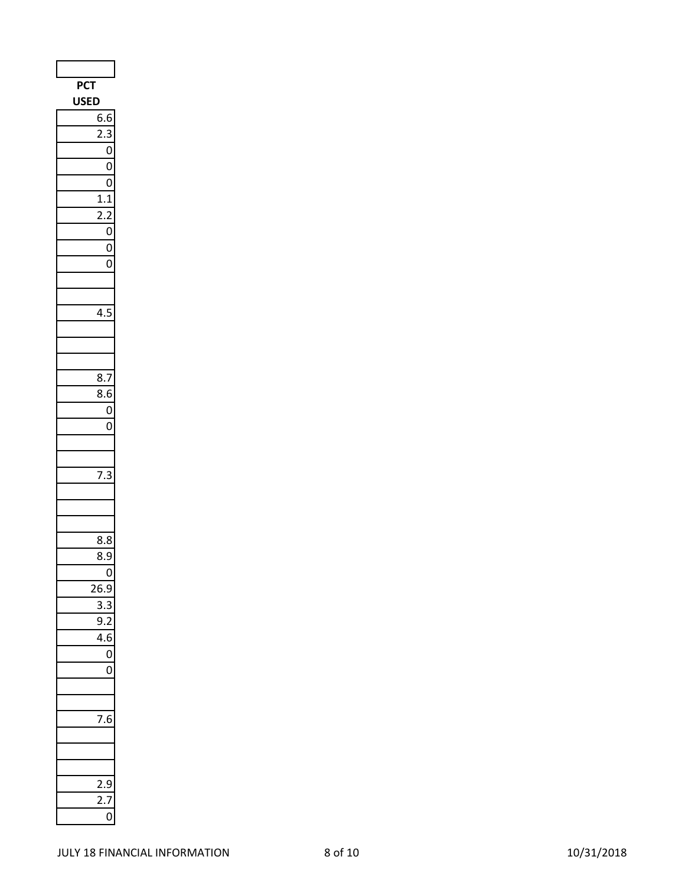| PCT USED |
|---|
| 6.6 |
| 2.3 |
| 0 |
| 0 |
| 0 |
| 1.1 |
| 2.2 |
| 0 |
| 0 |
| 0 |
| |
| |
| 4.5 |
| |
| |
| |
| 8.7 |
| 8.6 |
| 0 |
| 0 |
| |
| |
| 7.3 |
| |
| |
| |
| 8.8 |
| 8.9 |
| 0 |
| 26.9 |
| 3.3 |
| 9.2 |
| 4.6 |
| 0 |
| 0 |
| |
| |
| 7.6 |
| |
| |
| |
| 2.9 |
| 2.7 |
| 0 |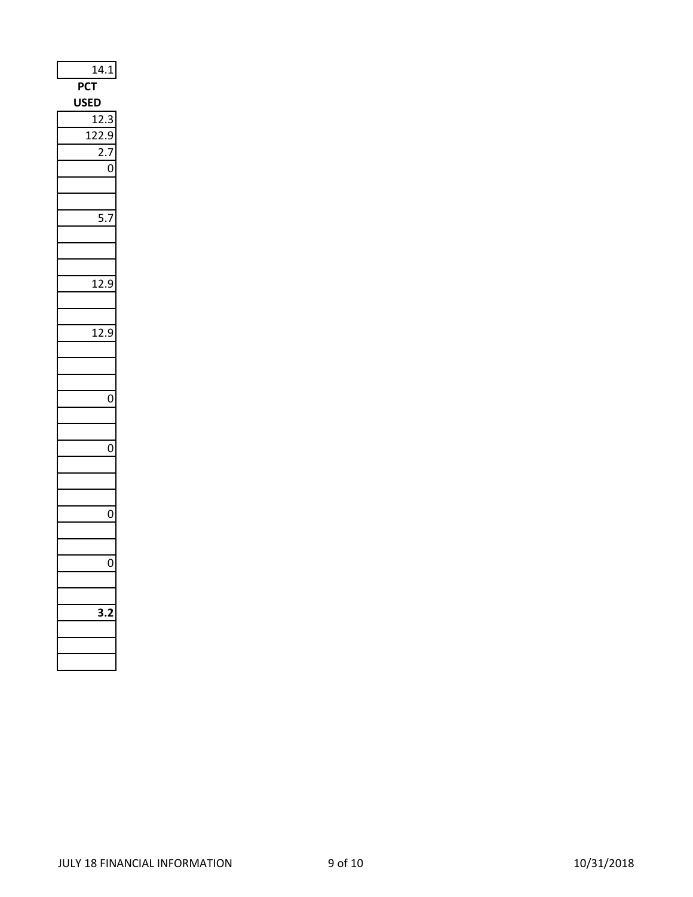| 14.1 |
|---|

| PCT USED |
|---|
| 12.3 |
| 122.9 |
| 2.7 |
| 0 |
| |
| |
| 5.7 |
| |
| |
| |
| 12.9 |
| |
| |
| 12.9 |
| |
| |
| |
| 0 |
| |
| |
| 0 |
| |
| |
| |
| 0 |
| |
| |
| 0 |
| |
| |
| **3.2** |
| |
| |
| |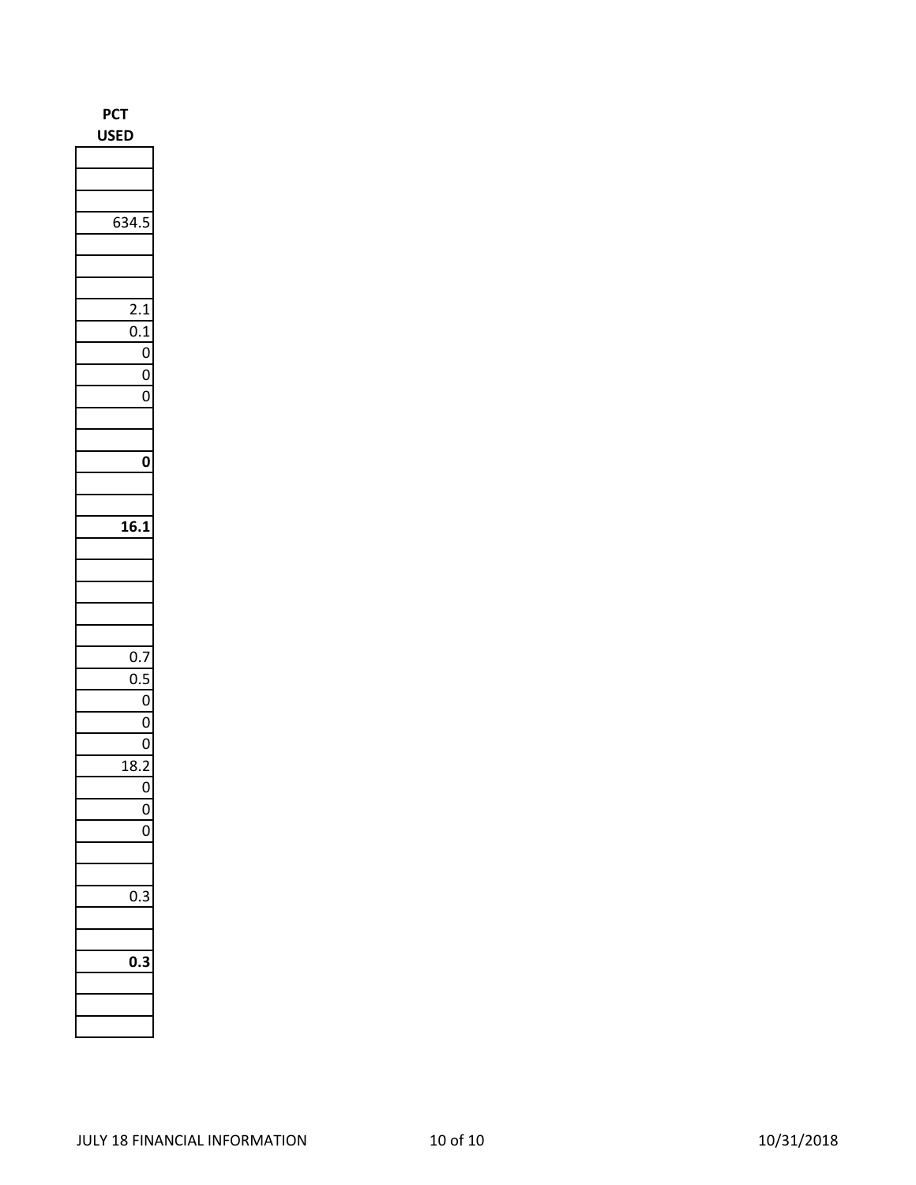| PCT USED |
|---|
| |
| |
| |
| 634.5 |
| |
| |
| |
| 2.1 |
| 0.1 |
| 0 |
| 0 |
| 0 |
| |
| |
| **0** |
| |
| |
| **16.1** |
| |
| |
| |
| |
| |
| 0.7 |
| 0.5 |
| 0 |
| 0 |
| 0 |
| 18.2 |
| 0 |
| 0 |
| 0 |
| |
| |
| 0.3 |
| |
| |
| **0.3** |
| |
| |
| |